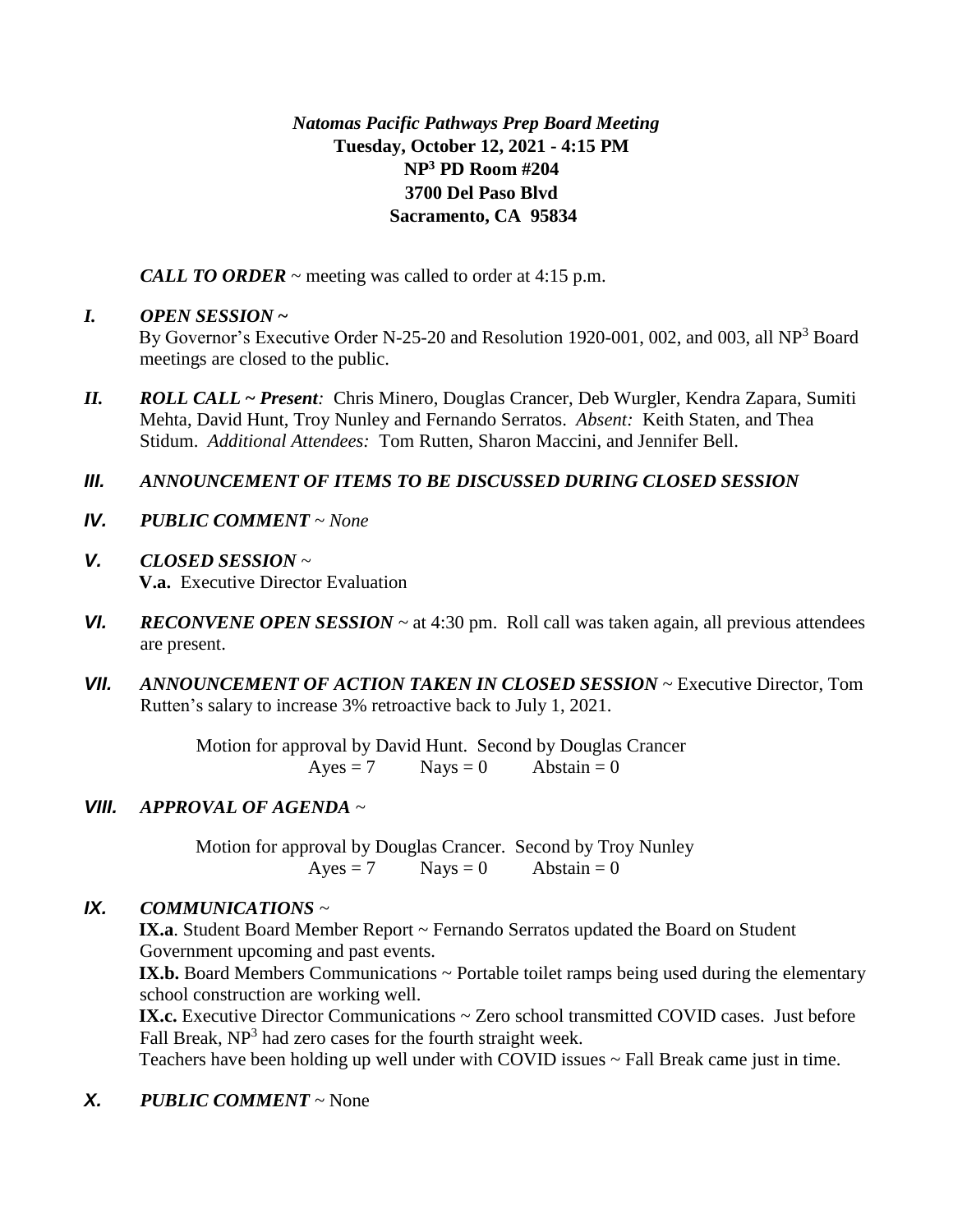***Natomas Pacific Pathways Prep Board Meeting***
**Tuesday, October 12, 2021 - 4:15 PM**
**$NP^3$ PD Room #204**
**3700 Del Paso Blvd**
**Sacramento, CA 95834**

***CALL TO ORDER*** ~ meeting was called to order at 4:15 p.m.

***I. OPEN SESSION ~***
By Governor's Executive Order N-25-20 and Resolution 1920-001, 002, and 003, all $NP^3$ Board meetings are closed to the public.

***II. ROLL CALL ~ Present:*** Chris Minero, Douglas Crancer, Deb Wurgler, Kendra Zapara, Sumiti Mehta, David Hunt, Troy Nunley and Fernando Serratos. *Absent:* Keith Staten, and Thea Stidum. *Additional Attendees:* Tom Rutten, Sharon Maccini, and Jennifer Bell.

***III. ANNOUNCEMENT OF ITEMS TO BE DISCUSSED DURING CLOSED SESSION***

***IV. PUBLIC COMMENT*** ~ *None*

***V. CLOSED SESSION*** ~
**V.a.** Executive Director Evaluation

***VI. RECONVENE OPEN SESSION*** ~ at 4:30 pm. Roll call was taken again, all previous attendees are present.

***VII. ANNOUNCEMENT OF ACTION TAKEN IN CLOSED SESSION*** ~ Executive Director, Tom Rutten's salary to increase 3% retroactive back to July 1, 2021.

Motion for approval by David Hunt. Second by Douglas Crancer
Ayes = 7 Nays = 0 Abstain = 0

***VIII. APPROVAL OF AGENDA*** ~

Motion for approval by Douglas Crancer. Second by Troy Nunley
Ayes = 7 Nays = 0 Abstain = 0

***IX. COMMUNICATIONS*** ~
**IX.a**. Student Board Member Report ~ Fernando Serratos updated the Board on Student Government upcoming and past events.
**IX.b.** Board Members Communications ~ Portable toilet ramps being used during the elementary school construction are working well.
**IX.c.** Executive Director Communications ~ Zero school transmitted COVID cases. Just before Fall Break, $NP^3$ had zero cases for the fourth straight week.
Teachers have been holding up well under with COVID issues ~ Fall Break came just in time.

***X. PUBLIC COMMENT*** ~ None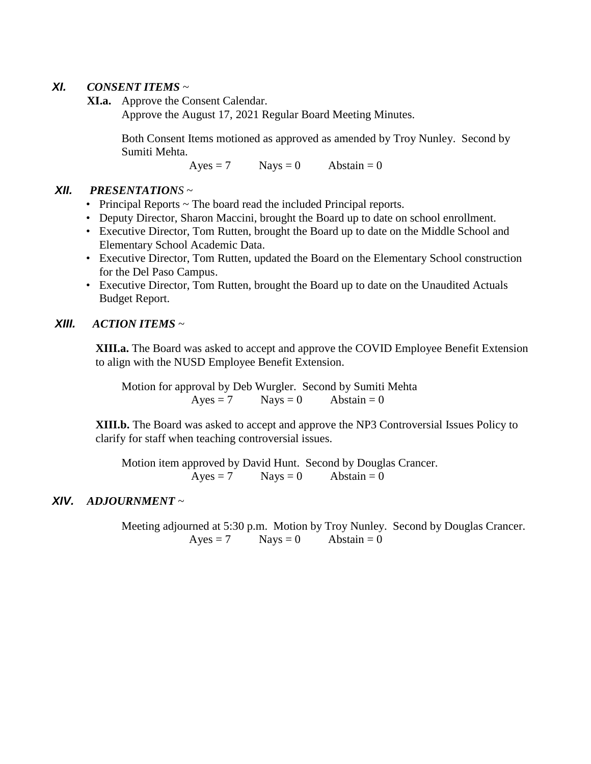## *XI. CONSENT ITEMS* ~

**XI.a.** Approve the Consent Calendar.
Approve the August 17, 2021 Regular Board Meeting Minutes.

Both Consent Items motioned as approved as amended by Troy Nunley. Second by Sumiti Mehta.

Ayes = 7 Nays = 0 Abstain = 0

## *XII. PRESENTATIONS* ~

- Principal Reports ~ The board read the included Principal reports.
- Deputy Director, Sharon Maccini, brought the Board up to date on school enrollment.
- Executive Director, Tom Rutten, brought the Board up to date on the Middle School and Elementary School Academic Data.
- Executive Director, Tom Rutten, updated the Board on the Elementary School construction for the Del Paso Campus.
- Executive Director, Tom Rutten, brought the Board up to date on the Unaudited Actuals Budget Report.

## *XIII. ACTION ITEMS* ~

**XIII.a.** The Board was asked to accept and approve the COVID Employee Benefit Extension to align with the NUSD Employee Benefit Extension.

Motion for approval by Deb Wurgler. Second by Sumiti Mehta

Ayes = 7 Nays = 0 Abstain = 0

**XIII.b.** The Board was asked to accept and approve the NP3 Controversial Issues Policy to clarify for staff when teaching controversial issues.

Motion item approved by David Hunt. Second by Douglas Crancer.

Ayes = 7 Nays = 0 Abstain = 0

## *XIV. ADJOURNMENT* ~

Meeting adjourned at 5:30 p.m. Motion by Troy Nunley. Second by Douglas Crancer.

Ayes = 7 Nays = 0 Abstain = 0